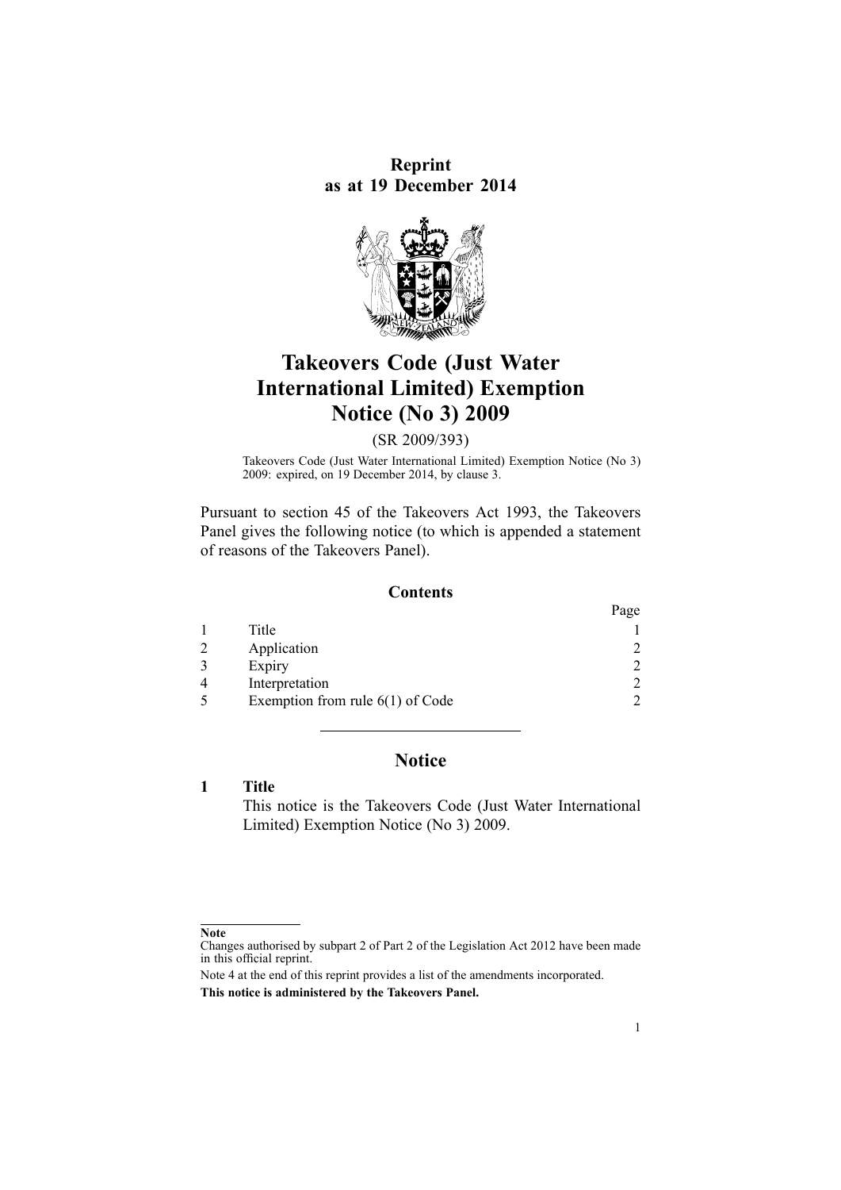**Reprint as at 19 December 2014**

# Takeovers Code (Just Water International Limited) Exemption Notice (No 3) 2009

(SR 2009/393)

Takeovers Code (Just Water International Limited) Exemption Notice (No 3) 2009: expired, on 19 December 2014, by clause 3.

Pursuant to section 45 of the Takeovers Act 1993, the Takeovers Panel gives the following notice (to which is appended a statement of reasons of the Takeovers Panel).

## Contents

| | | Page |
|---|---|---|
| 1 | Title | 1 |
| 2 | Application | 2 |
| 3 | Expiry | 2 |
| 4 | Interpretation | 2 |
| 5 | Exemption from rule 6(1) of Code | 2 |

## Notice

### 1 Title

This notice is the Takeovers Code (Just Water International Limited) Exemption Notice (No 3) 2009.

**Note**

Changes authorised by subpart 2 of Part 2 of the Legislation Act 2012 have been made in this official reprint.

Note 4 at the end of this reprint provides a list of the amendments incorporated.

**This notice is administered by the Takeovers Panel.**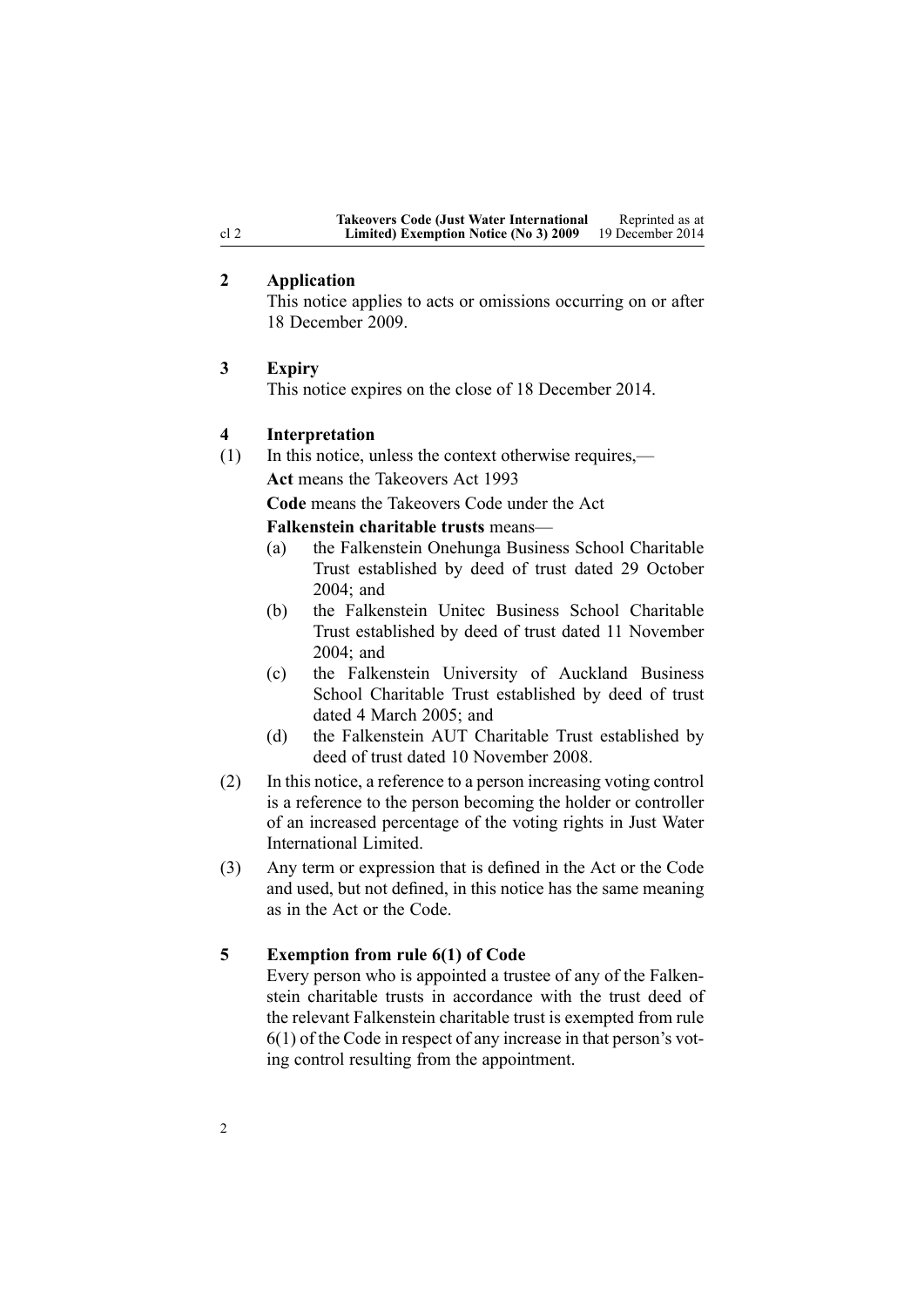## 2 Application

This notice applies to acts or omissions occurring on or after 18 December 2009.

## 3 Expiry

This notice expires on the close of 18 December 2014.

## 4 Interpretation

(1) In this notice, unless the context otherwise requires,—

**Act** means the Takeovers Act 1993

**Code** means the Takeovers Code under the Act

**Falkenstein charitable trusts** means—

- (a) the Falkenstein Onehunga Business School Charitable Trust established by deed of trust dated 29 October 2004; and
- (b) the Falkenstein Unitec Business School Charitable Trust established by deed of trust dated 11 November 2004; and
- (c) the Falkenstein University of Auckland Business School Charitable Trust established by deed of trust dated 4 March 2005; and
- (d) the Falkenstein AUT Charitable Trust established by deed of trust dated 10 November 2008.

(2) In this notice, a reference to a person increasing voting control is a reference to the person becoming the holder or controller of an increased percentage of the voting rights in Just Water International Limited.

(3) Any term or expression that is defined in the Act or the Code and used, but not defined, in this notice has the same meaning as in the Act or the Code.

## 5 Exemption from rule 6(1) of Code

Every person who is appointed a trustee of any of the Falkenstein charitable trusts in accordance with the trust deed of the relevant Falkenstein charitable trust is exempted from rule 6(1) of the Code in respect of any increase in that person's voting control resulting from the appointment.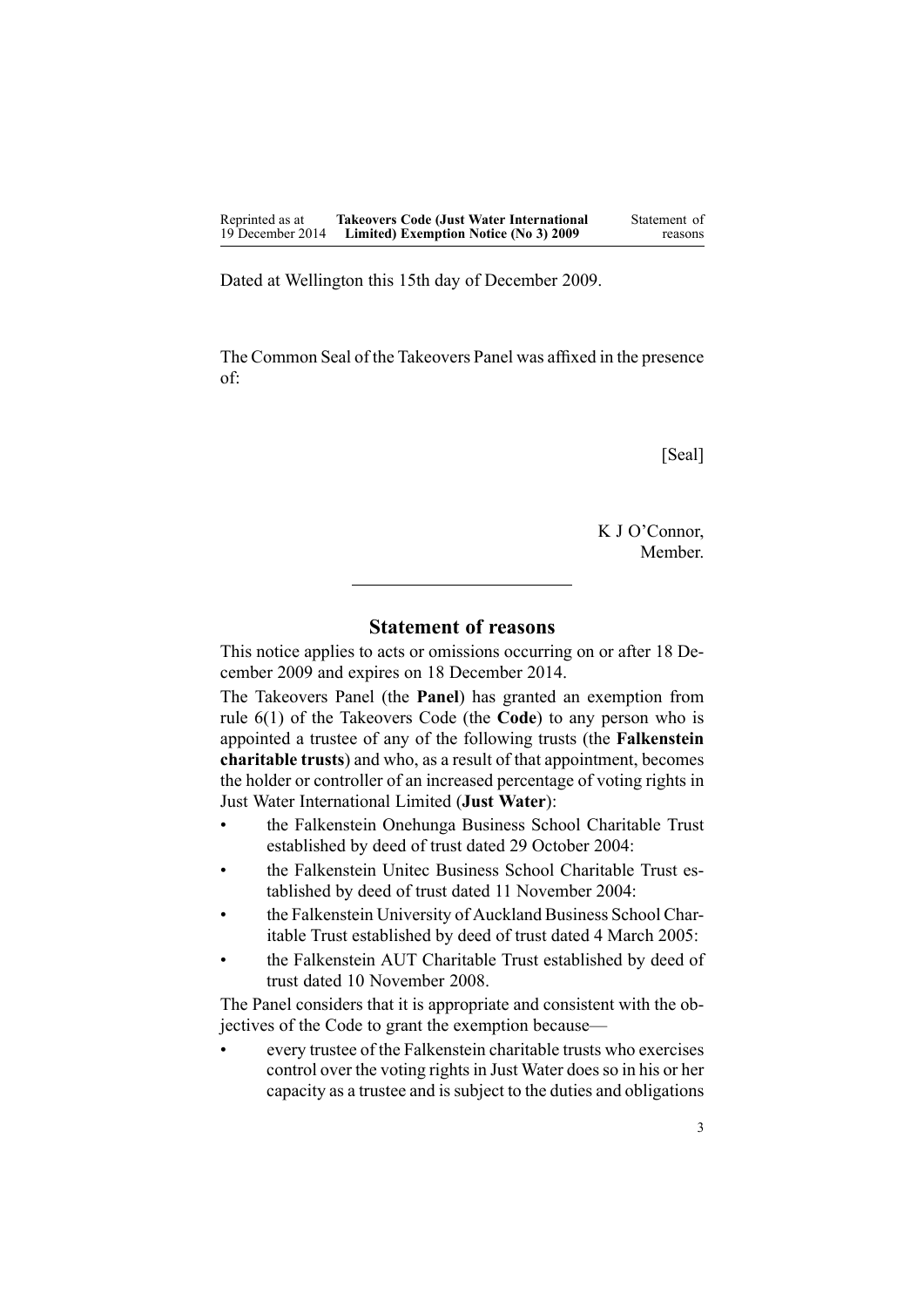Dated at Wellington this 15th day of December 2009.

The Common Seal of the Takeovers Panel was affixed in the presence of:

[Seal]

K J O'Connor,
Member.

---

## Statement of reasons

This notice applies to acts or omissions occurring on or after 18 December 2009 and expires on 18 December 2014.

The Takeovers Panel (the **Panel**) has granted an exemption from rule 6(1) of the Takeovers Code (the **Code**) to any person who is appointed a trustee of any of the following trusts (the **Falkenstein charitable trusts**) and who, as a result of that appointment, becomes the holder or controller of an increased percentage of voting rights in Just Water International Limited (**Just Water**):

- the Falkenstein Onehunga Business School Charitable Trust established by deed of trust dated 29 October 2004:
- the Falkenstein Unitec Business School Charitable Trust established by deed of trust dated 11 November 2004:
- the Falkenstein University of Auckland Business School Charitable Trust established by deed of trust dated 4 March 2005:
- the Falkenstein AUT Charitable Trust established by deed of trust dated 10 November 2008.

The Panel considers that it is appropriate and consistent with the objectives of the Code to grant the exemption because—

- every trustee of the Falkenstein charitable trusts who exercises control over the voting rights in Just Water does so in his or her capacity as a trustee and is subject to the duties and obligations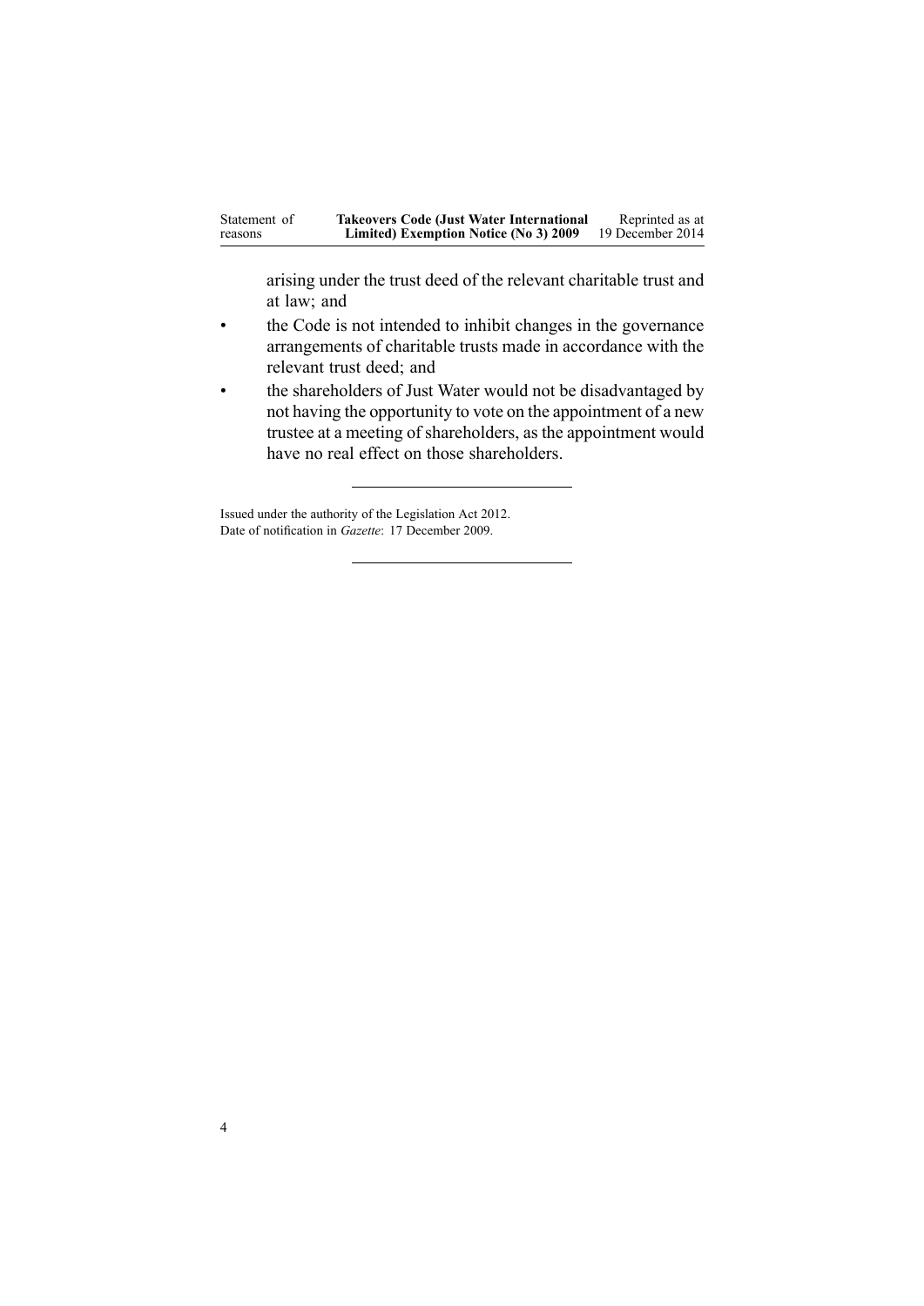arising under the trust deed of the relevant charitable trust and at law; and

- the Code is not intended to inhibit changes in the governance arrangements of charitable trusts made in accordance with the relevant trust deed; and
- the shareholders of Just Water would not be disadvantaged by not having the opportunity to vote on the appointment of a new trustee at a meeting of shareholders, as the appointment would have no real effect on those shareholders.

---

Issued under the authority of the Legislation Act 2012.
Date of notification in *Gazette*: 17 December 2009.

---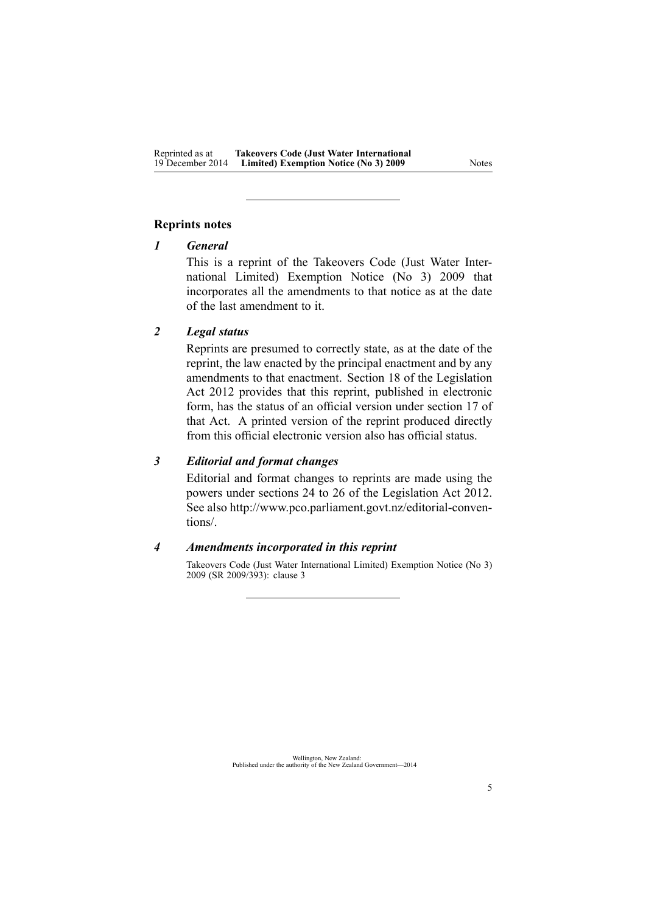## Reprints notes

### *1 General*

This is a reprint of the Takeovers Code (Just Water International Limited) Exemption Notice (No 3) 2009 that incorporates all the amendments to that notice as at the date of the last amendment to it.

### *2 Legal status*

Reprints are presumed to correctly state, as at the date of the reprint, the law enacted by the principal enactment and by any amendments to that enactment. Section 18 of the Legislation Act 2012 provides that this reprint, published in electronic form, has the status of an official version under section 17 of that Act. A printed version of the reprint produced directly from this official electronic version also has official status.

### *3 Editorial and format changes*

Editorial and format changes to reprints are made using the powers under sections 24 to 26 of the Legislation Act 2012. See also http://www.pco.parliament.govt.nz/editorial-conventions/.

### *4 Amendments incorporated in this reprint*

Takeovers Code (Just Water International Limited) Exemption Notice (No 3) 2009 (SR 2009/393): clause 3

Wellington, New Zealand:
Published under the authority of the New Zealand Government—2014